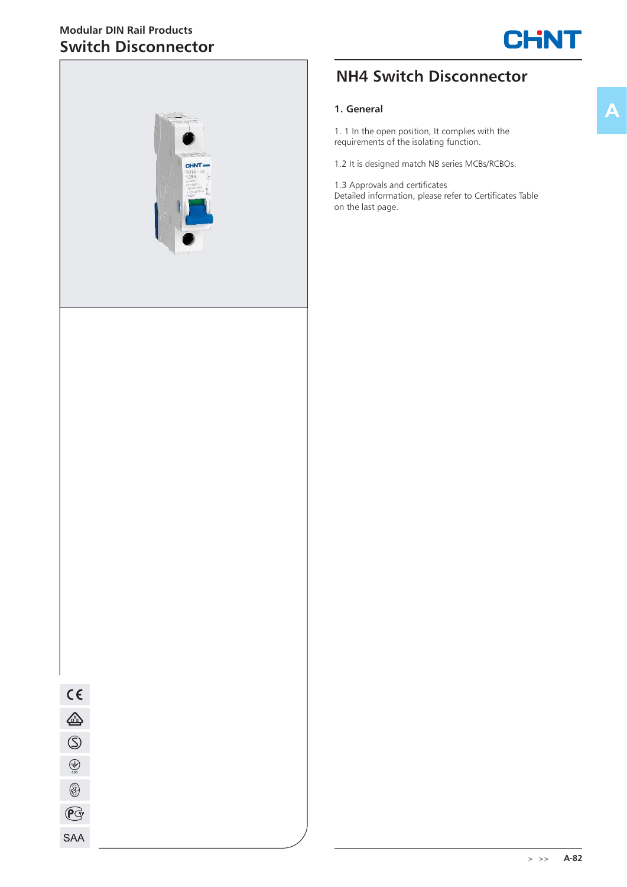Modular DIN Rail Products

# Switch Disconnector

## NH4 Switch Disconnector

### 1. General

1. 1 In the open position, It complies with the requirements of the isolating function.

1.2 It is designed match NB series MCBs/RCBOs.

1.3 Approvals and certificates
Detailed information, please refer to Certificates Table on the last page.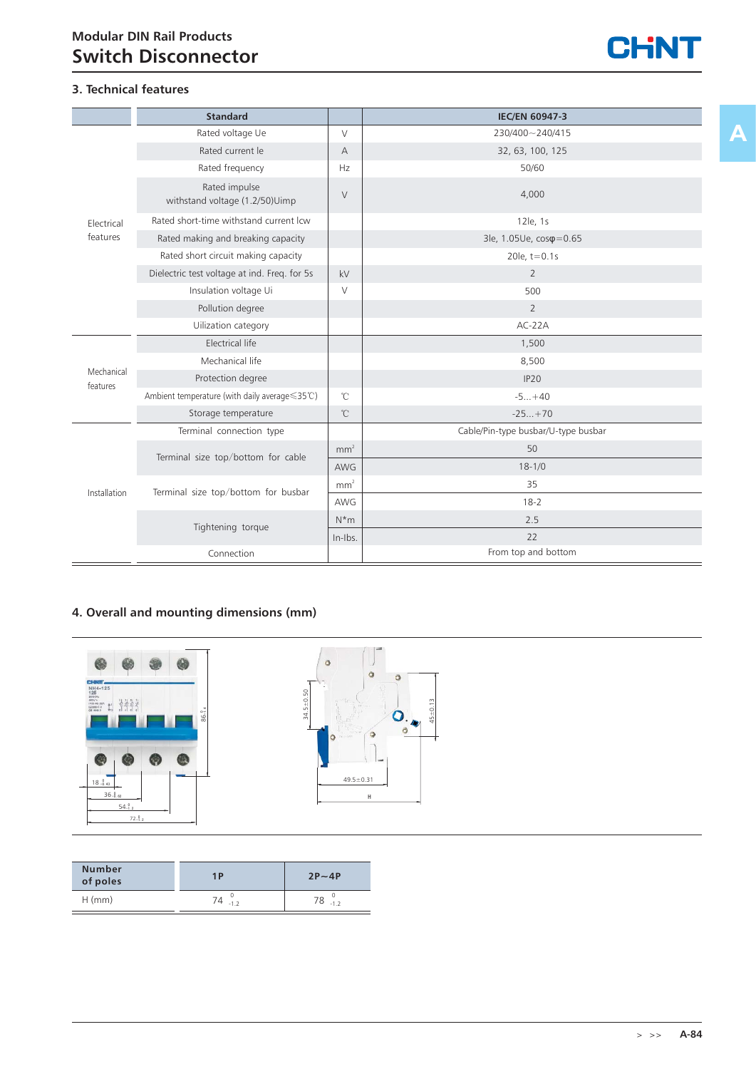## 3. Technical features

| | Standard | | IEC/EN 60947-3 |
|---|---|---|---|
| Electrical features | Rated voltage Ue | V | 230/400~240/415 |
| | Rated current Ie | A | 32, 63, 100, 125 |
| | Rated frequency | Hz | 50/60 |
| | Rated impulse withstand voltage (1.2/50)Uimp | V | 4,000 |
| | Rated short-time withstand current Icw | | 12Ie, 1s |
| | Rated making and breaking capacity | | 3Ie, 1.05Ue, cosφ=0.65 |
| | Rated short circuit making capacity | | 20Ie, t=0.1s |
| | Dielectric test voltage at ind. Freq. for 5s | kV | 2 |
| | Insulation voltage Ui | V | 500 |
| | Pollution degree | | 2 |
| | Uilization category | | AC-22A |
| Mechanical features | Electrical life | | 1,500 |
| | Mechanical life | | 8,500 |
| | Protection degree | | IP20 |
| | Ambient temperature (with daily average≤35℃) | ℃ | -5...+40 |
| | Storage temperature | ℃ | -25...+70 |
| Installation | Terminal connection type | | Cable/Pin-type busbar/U-type busbar |
| | Terminal size top/bottom for cable | $mm^2$ | 50 |
| | | AWG | 18-1/0 |
| | Terminal size top/bottom for busbar | $mm^2$ | 35 |
| | | AWG | 18-2 |
| | Tightening torque | N*m | 2.5 |
| | | In-lbs. | 22 |
| | Connection | | From top and bottom |

## 4. Overall and mounting dimensions (mm)

$18^{0}_{-0.43}$

$36^{0}_{-0.62}$

$54^{0}_{-1.2}$

$72^{0}_{-1.2}$

$86^{0}_{-1.4}$

34.5±0.50

45±0.13

49.5±0.31

H

| Number of poles | 1P | 2P~4P |
|---|---|---|
| H (mm) | $74^{0}_{-1.2}$ | $78^{0}_{-1.2}$ |